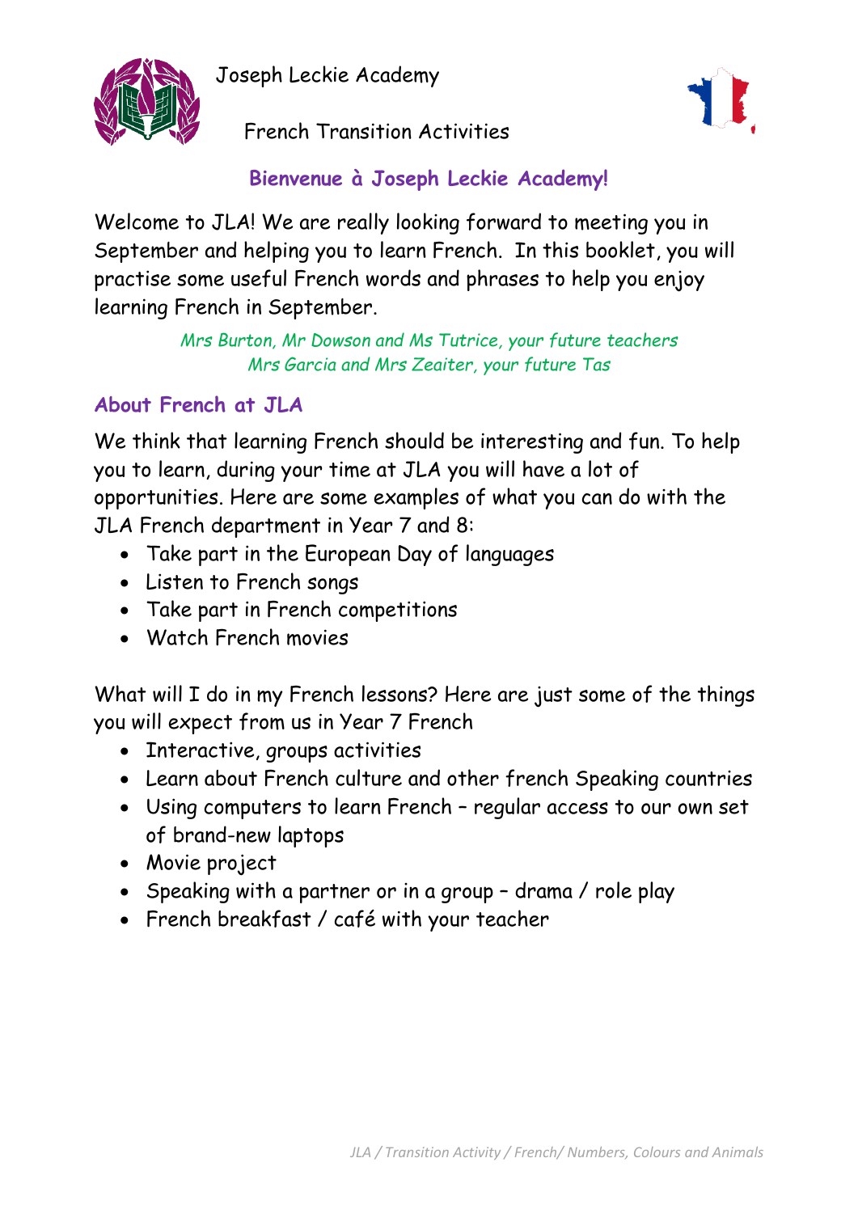Joseph Leckie Academy

French Transition Activities

## Bienvenue à Joseph Leckie Academy!

Welcome to JLA! We are really looking forward to meeting you in September and helping you to learn French. In this booklet, you will practise some useful French words and phrases to help you enjoy learning French in September.

*Mrs Burton, Mr Dowson and Ms Tutrice, your future teachers*
*Mrs Garcia and Mrs Zeaiter, your future Tas*

## About French at JLA

We think that learning French should be interesting and fun. To help you to learn, during your time at JLA you will have a lot of opportunities. Here are some examples of what you can do with the JLA French department in Year 7 and 8:

- Take part in the European Day of languages
- Listen to French songs
- Take part in French competitions
- Watch French movies

What will I do in my French lessons? Here are just some of the things you will expect from us in Year 7 French

- Interactive, groups activities
- Learn about French culture and other french Speaking countries
- Using computers to learn French – regular access to our own set of brand-new laptops
- Movie project
- Speaking with a partner or in a group – drama / role play
- French breakfast / café with your teacher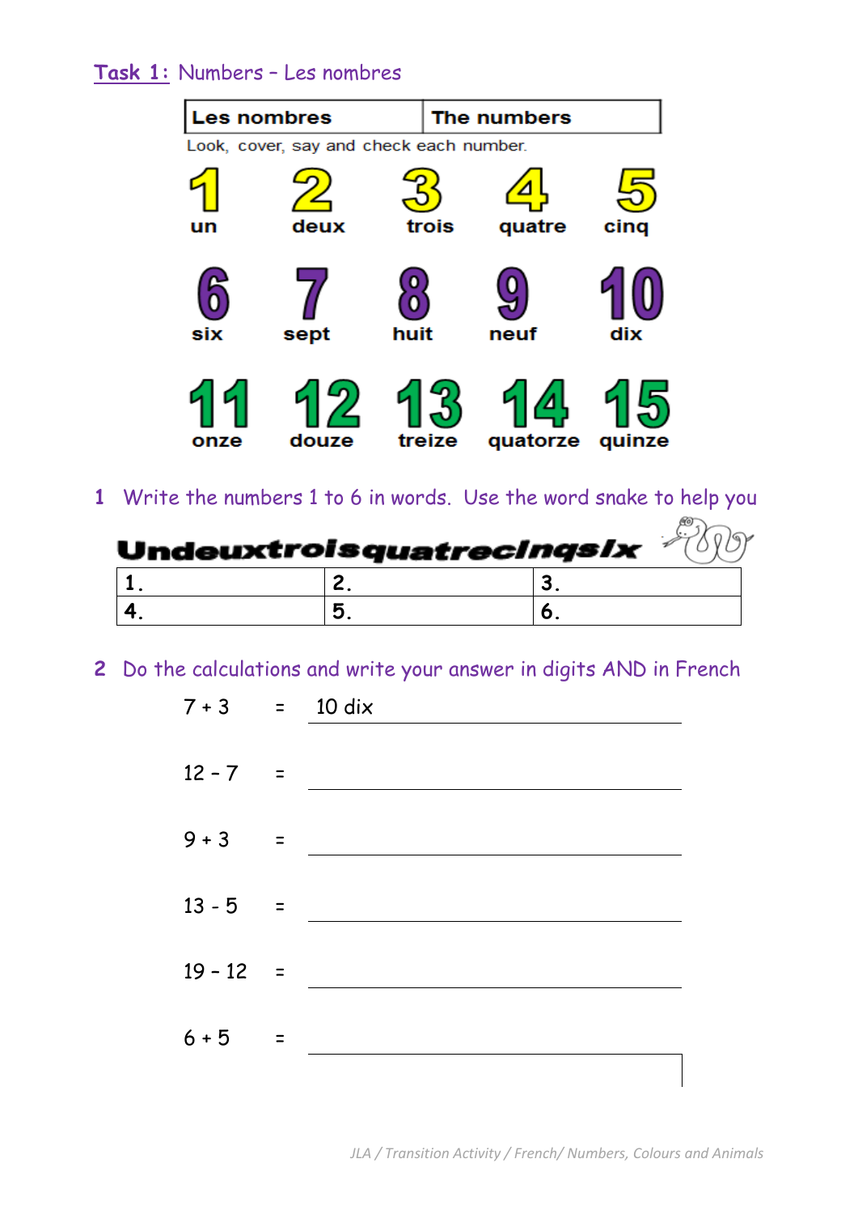## Task 1: Numbers – Les nombres

| Les nombres | The numbers |
|---|---|

Look, cover, say and check each number.

| 1 | 2 | 3 | 4 | 5 |
|---|---|---|---|---|
| un | deux | trois | quatre | cinq |
| 6 | 7 | 8 | 9 | 10 |
| six | sept | huit | neuf | dix |
| 11 | 12 | 13 | 14 | 15 |
| onze | douze | treize | quatorze | quinze |

**1** Write the numbers 1 to 6 in words. Use the word snake to help you

**Undeuxtroisquatrecinqsix**

| 1. | 2. | 3. |
|---|---|---|
| 4. | 5. | 6. |

**2** Do the calculations and write your answer in digits AND in French

7 + 3 = 10 dix

12 – 7 = ______________________

9 + 3 = ______________________

13 - 5 = ______________________

19 – 12 = ______________________

6 + 5 = ______________________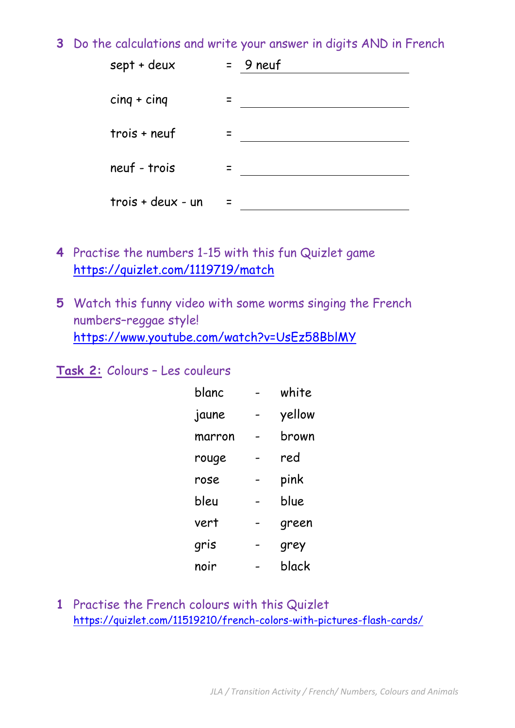3 Do the calculations and write your answer in digits AND in French

sept + deux = 9 neuf

cinq + cinq = ____________________

trois + neuf = ____________________

neuf - trois = ____________________

trois + deux - un = ____________________

4 Practise the numbers 1-15 with this fun Quizlet game
https://quizlet.com/1119719/match

5 Watch this funny video with some worms singing the French numbers–reggae style!
https://www.youtube.com/watch?v=UsEz58BblMY

**Task 2:** Colours – Les couleurs

blanc - white
jaune - yellow
marron - brown
rouge - red
rose - pink
bleu - blue
vert - green
gris - grey
noir - black

1 Practise the French colours with this Quizlet
https://quizlet.com/11519210/french-colors-with-pictures-flash-cards/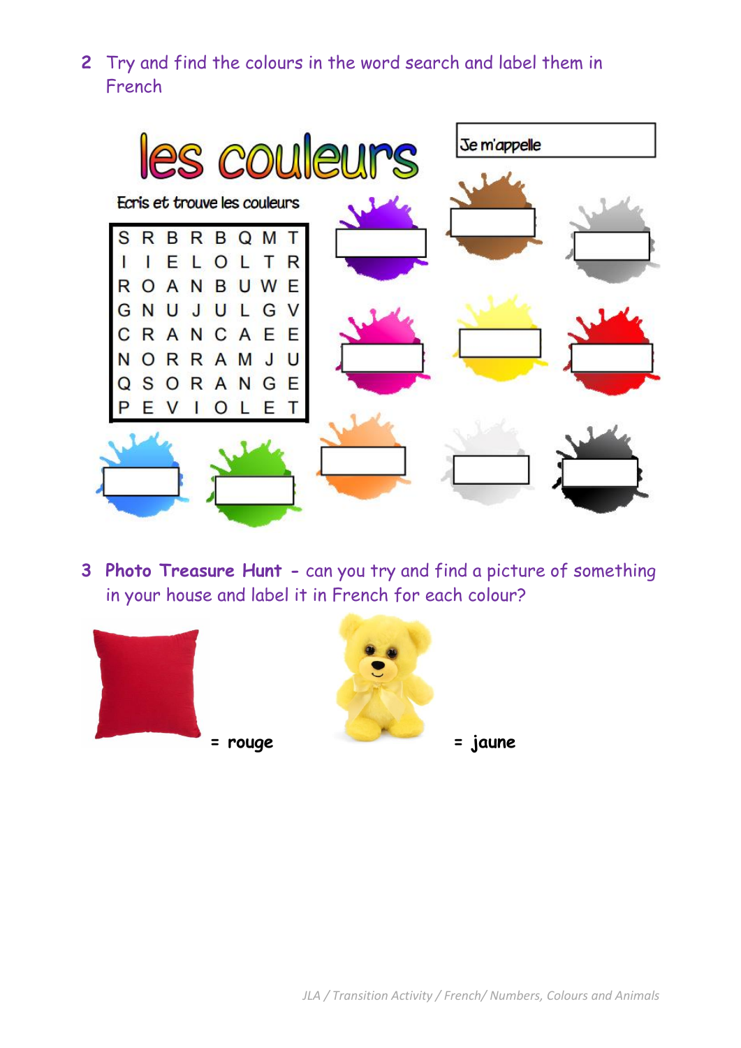## 2 Try and find the colours in the word search and label them in French

# les couleurs

Je m'appelle

Ecris et trouve les couleurs

| | | | | | | | |
|---|---|---|---|---|---|---|---|
| S | R | B | R | B | Q | M | T |
| I | I | E | L | O | L | T | R |
| R | O | A | N | B | U | W | E |
| G | N | U | J | U | L | G | V |
| C | R | A | N | C | A | E | E |
| N | O | R | R | A | M | J | U |
| Q | S | O | R | A | N | G | E |
| P | E | V | I | O | L | E | T |

## 3 **Photo Treasure Hunt** - can you try and find a picture of something in your house and label it in French for each colour?

= **rouge**

= **jaune**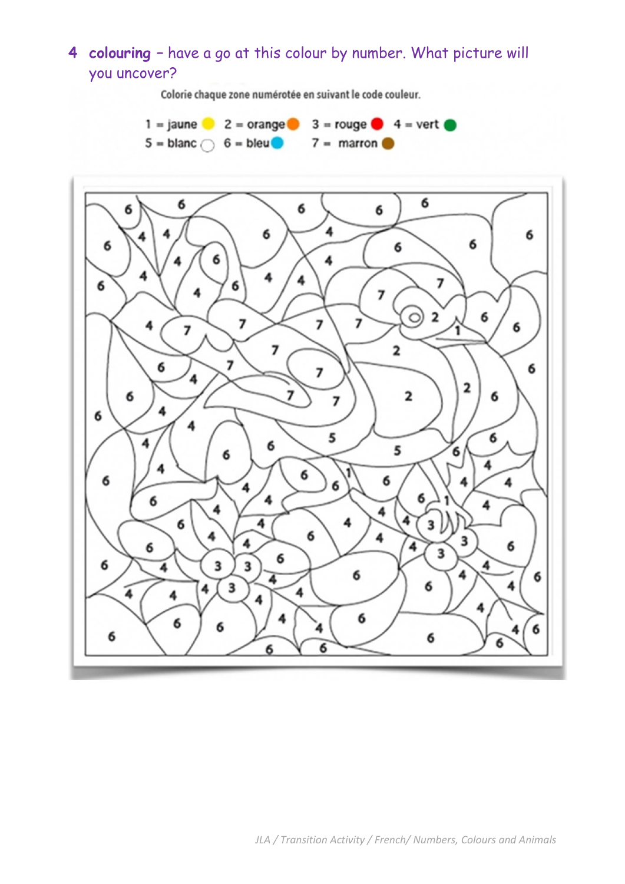## 4 **colouring** – have a go at this colour by number. What picture will you uncover?

Colorie chaque zone numérotée en suivant le code couleur.

1 = jaune 2 = orange 3 = rouge 4 = vert
5 = blanc 6 = bleu 7 = marron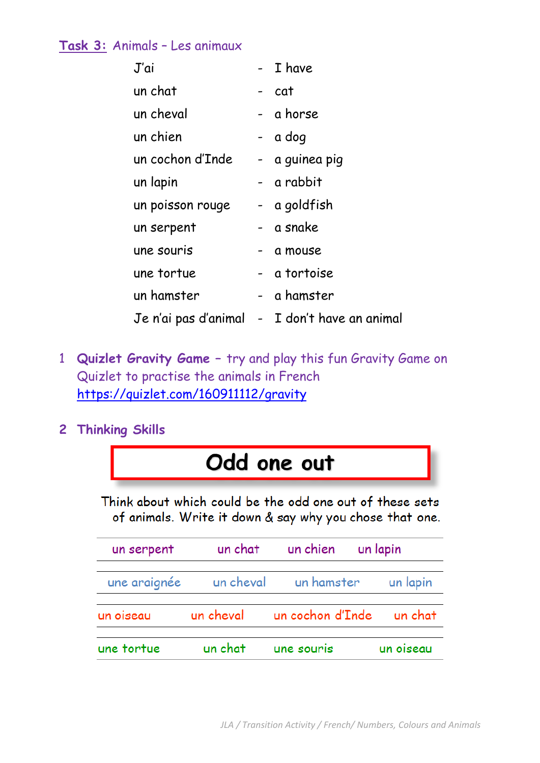## Task 3: Animals – Les animaux

| | | |
|---|---|---|
| J'ai | - | I have |
| un chat | - | cat |
| un cheval | - | a horse |
| un chien | - | a dog |
| un cochon d'Inde | - | a guinea pig |
| un lapin | - | a rabbit |
| un poisson rouge | - | a goldfish |
| un serpent | - | a snake |
| une souris | - | a mouse |
| une tortue | - | a tortoise |
| un hamster | - | a hamster |
| Je n'ai pas d'animal | - | I don't have an animal |

1 **Quizlet Gravity Game** – try and play this fun Gravity Game on Quizlet to practise the animals in French https://quizlet.com/160911112/gravity

2 **Thinking Skills**

### Odd one out

Think about which could be the odd one out of these sets of animals. Write it down & say why you chose that one.

| | | | |
|---|---|---|---|
| un serpent | un chat | un chien | un lapin |
| une araignée | un cheval | un hamster | un lapin |
| un oiseau | un cheval | un cochon d'Inde | un chat |
| une tortue | un chat | une souris | un oiseau |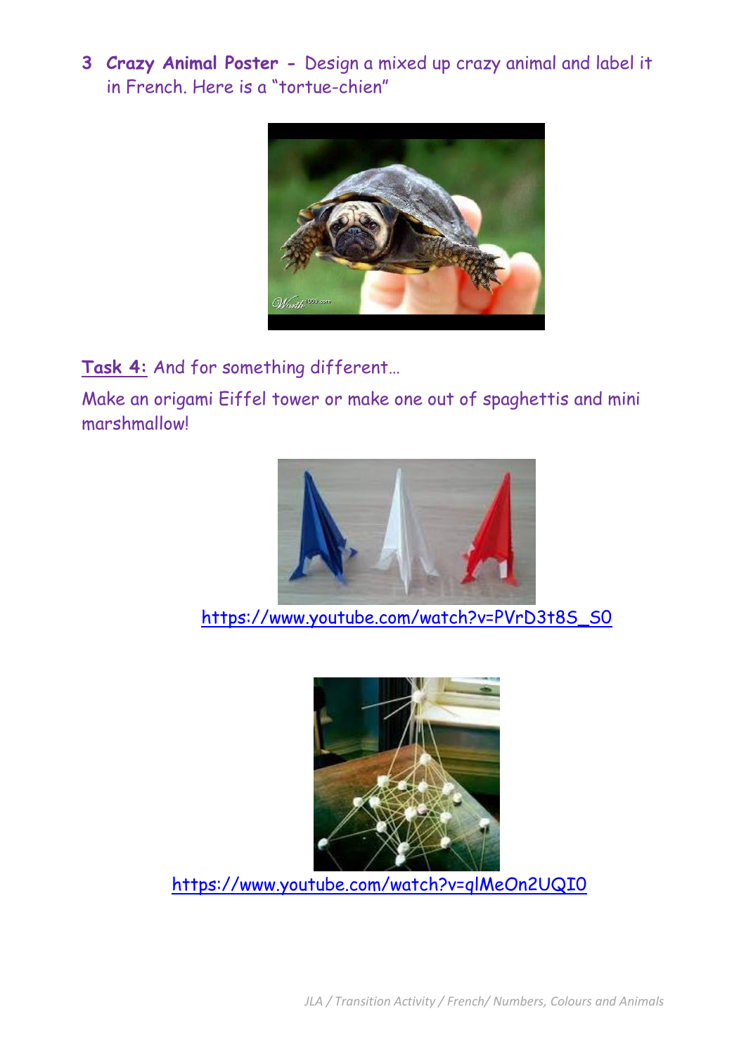3 **Crazy Animal Poster -** Design a mixed up crazy animal and label it in French. Here is a "tortue-chien"

**Task 4:** And for something different…

Make an origami Eiffel tower or make one out of spaghettis and mini marshmallow!

https://www.youtube.com/watch?v=PVrD3t8S_S0

https://www.youtube.com/watch?v=qlMeOn2UQI0